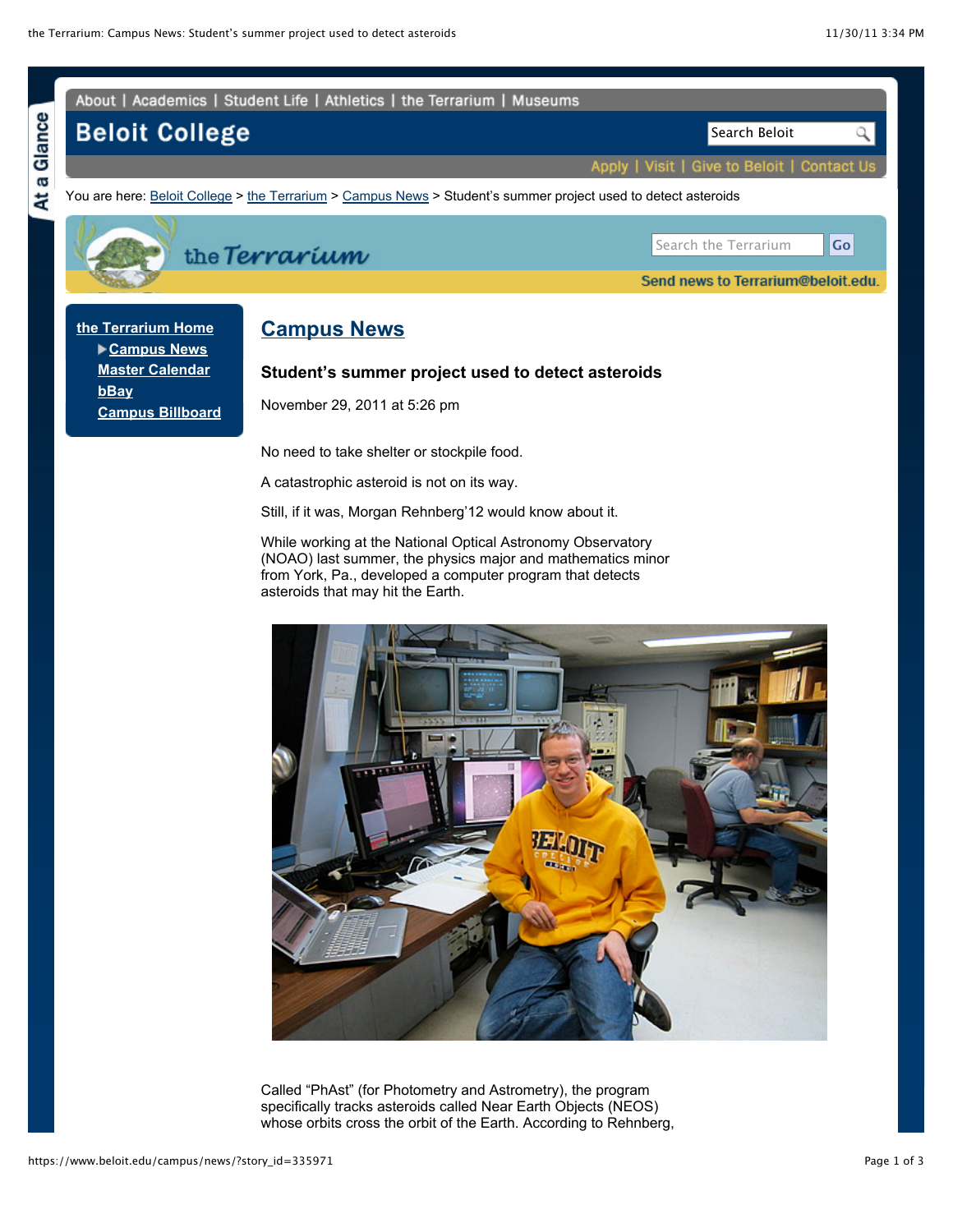About | Academics | Student Life | Athletics | the Terrarium | Museums

# Beloit College

Apply | Visit | Give to Beloit | Contact Us

You are here: Beloit College > the Terrarium > Campus News > Student's summer project used to detect asteroids

the Terrarium

Send news to Terrarium@beloit.edu.

- the Terrarium Home
  - Campus News
  - Master Calendar
  - bBay
  - Campus Billboard

## Campus News

### Student's summer project used to detect asteroids

November 29, 2011 at 5:26 pm

No need to take shelter or stockpile food.

A catastrophic asteroid is not on its way.

Still, if it was, Morgan Rehnberg'12 would know about it.

While working at the National Optical Astronomy Observatory (NOAO) last summer, the physics major and mathematics minor from York, Pa., developed a computer program that detects asteroids that may hit the Earth.

Called "PhAst" (for Photometry and Astrometry), the program specifically tracks asteroids called Near Earth Objects (NEOS) whose orbits cross the orbit of the Earth. According to Rehnberg,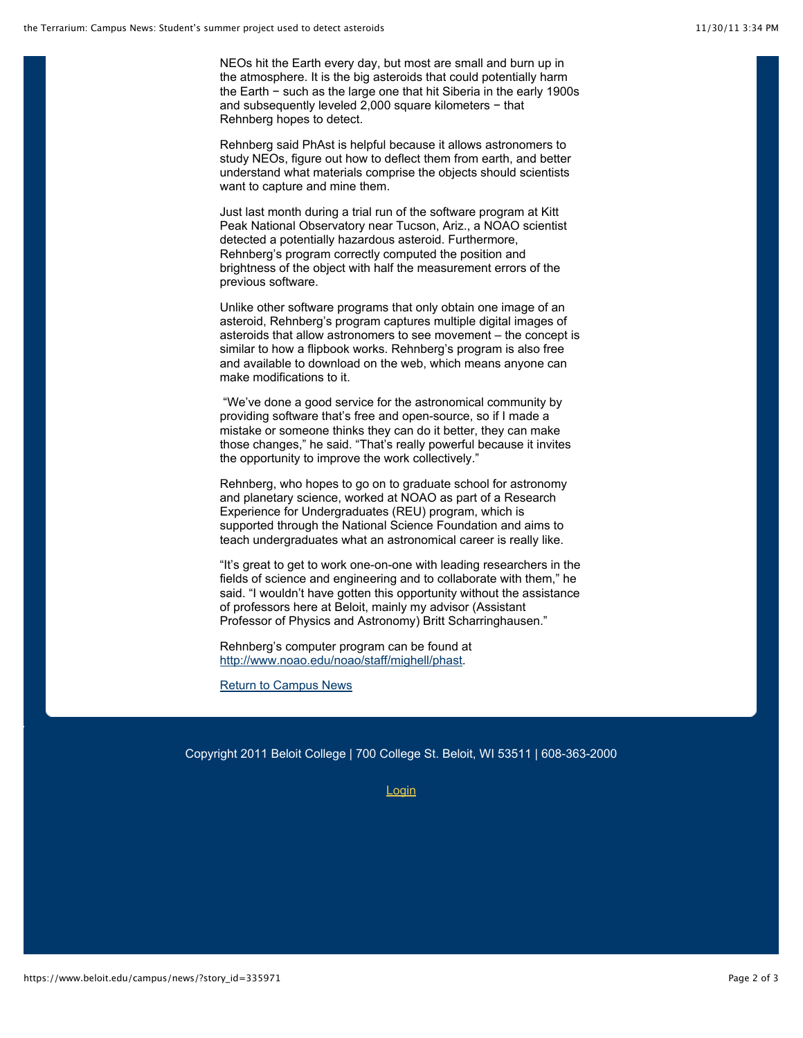NEOs hit the Earth every day, but most are small and burn up in the atmosphere. It is the big asteroids that could potentially harm the Earth − such as the large one that hit Siberia in the early 1900s and subsequently leveled 2,000 square kilometers − that Rehnberg hopes to detect.

Rehnberg said PhAst is helpful because it allows astronomers to study NEOs, figure out how to deflect them from earth, and better understand what materials comprise the objects should scientists want to capture and mine them.

Just last month during a trial run of the software program at Kitt Peak National Observatory near Tucson, Ariz., a NOAO scientist detected a potentially hazardous asteroid. Furthermore, Rehnberg's program correctly computed the position and brightness of the object with half the measurement errors of the previous software.

Unlike other software programs that only obtain one image of an asteroid, Rehnberg's program captures multiple digital images of asteroids that allow astronomers to see movement – the concept is similar to how a flipbook works. Rehnberg's program is also free and available to download on the web, which means anyone can make modifications to it.

"We've done a good service for the astronomical community by providing software that's free and open-source, so if I made a mistake or someone thinks they can do it better, they can make those changes," he said. "That's really powerful because it invites the opportunity to improve the work collectively."

Rehnberg, who hopes to go on to graduate school for astronomy and planetary science, worked at NOAO as part of a Research Experience for Undergraduates (REU) program, which is supported through the National Science Foundation and aims to teach undergraduates what an astronomical career is really like.

"It's great to get to work one-on-one with leading researchers in the fields of science and engineering and to collaborate with them," he said. "I wouldn't have gotten this opportunity without the assistance of professors here at Beloit, mainly my advisor (Assistant Professor of Physics and Astronomy) Britt Scharringhausen."

Rehnberg's computer program can be found at [http://www.noao.edu/noao/staff/mighell/phast](http://www.noao.edu/noao/staff/mighell/phast).

[Return to Campus News]

Copyright 2011 Beloit College | 700 College St. Beloit, WI 53511 | 608-363-2000

[Login]